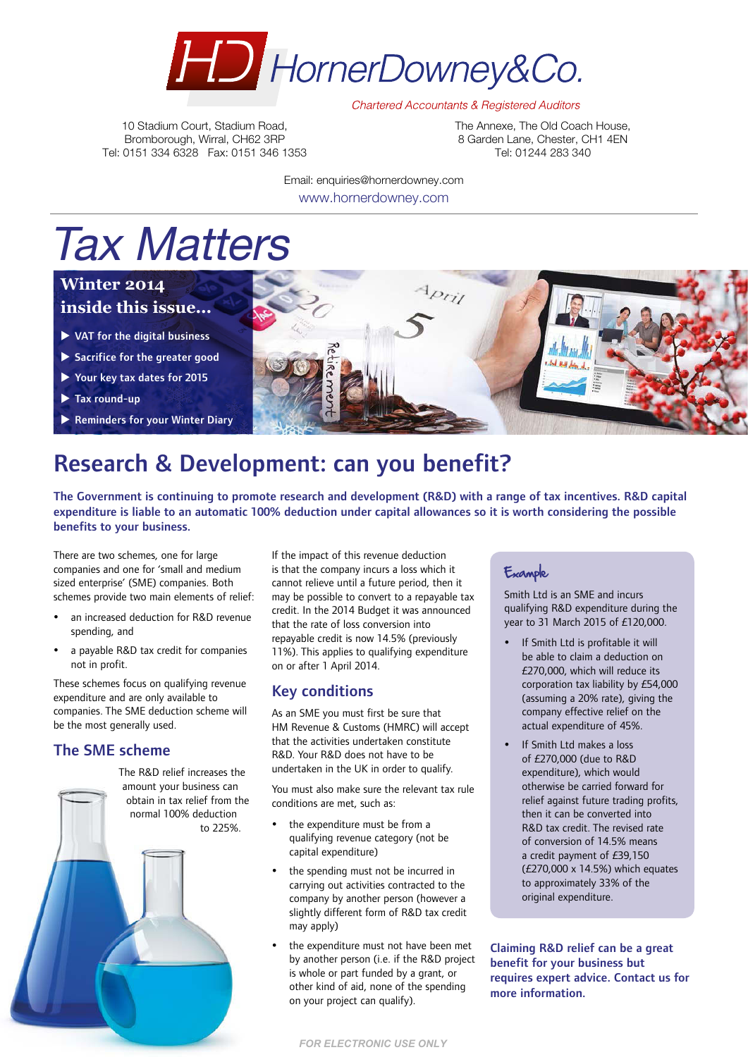# HornerDowney&Co.

*Chartered Accountants & Registered Auditors*

10 Stadium Court, Stadium Road,
Bromborough, Wirral, CH62 3RP
Tel: 0151 334 6328 Fax: 0151 346 1353

The Annexe, The Old Coach House,
8 Garden Lane, Chester, CH1 4EN
Tel: 01244 283 340

Email: enquiries@hornerdowney.com
www.hornerdowney.com

# *Tax Matters*

**Winter 2014**
**inside this issue...**

- VAT for the digital business
- Sacrifice for the greater good
- Your key tax dates for 2015
- Tax round-up
- Reminders for your Winter Diary

## Research & Development: can you benefit?

**The Government is continuing to promote research and development (R&D) with a range of tax incentives. R&D capital expenditure is liable to an automatic 100% deduction under capital allowances so it is worth considering the possible benefits to your business.**

There are two schemes, one for large companies and one for 'small and medium sized enterprise' (SME) companies. Both schemes provide two main elements of relief:

- an increased deduction for R&D revenue spending, and
- a payable R&D tax credit for companies not in profit.

These schemes focus on qualifying revenue expenditure and are only available to companies. The SME deduction scheme will be the most generally used.

### The SME scheme

The R&D relief increases the amount your business can obtain in tax relief from the normal 100% deduction to 225%.

If the impact of this revenue deduction is that the company incurs a loss which it cannot relieve until a future period, then it may be possible to convert to a repayable tax credit. In the 2014 Budget it was announced that the rate of loss conversion into repayable credit is now 14.5% (previously 11%). This applies to qualifying expenditure on or after 1 April 2014.

### Key conditions

As an SME you must first be sure that HM Revenue & Customs (HMRC) will accept that the activities undertaken constitute R&D. Your R&D does not have to be undertaken in the UK in order to qualify.

You must also make sure the relevant tax rule conditions are met, such as:

- the expenditure must be from a qualifying revenue category (not be capital expenditure)
- the spending must not be incurred in carrying out activities contracted to the company by another person (however a slightly different form of R&D tax credit may apply)
- the expenditure must not have been met by another person (i.e. if the R&D project is whole or part funded by a grant, or other kind of aid, none of the spending on your project can qualify).

**Example**

Smith Ltd is an SME and incurs qualifying R&D expenditure during the year to 31 March 2015 of £120,000.

- If Smith Ltd is profitable it will be able to claim a deduction on £270,000, which will reduce its corporation tax liability by £54,000 (assuming a 20% rate), giving the company effective relief on the actual expenditure of 45%.
- If Smith Ltd makes a loss of £270,000 (due to R&D expenditure), which would otherwise be carried forward for relief against future trading profits, then it can be converted into R&D tax credit. The revised rate of conversion of 14.5% means a credit payment of £39,150 (£270,000 x 14.5%) which equates to approximately 33% of the original expenditure.

**Claiming R&D relief can be a great benefit for your business but requires expert advice. Contact us for more information.**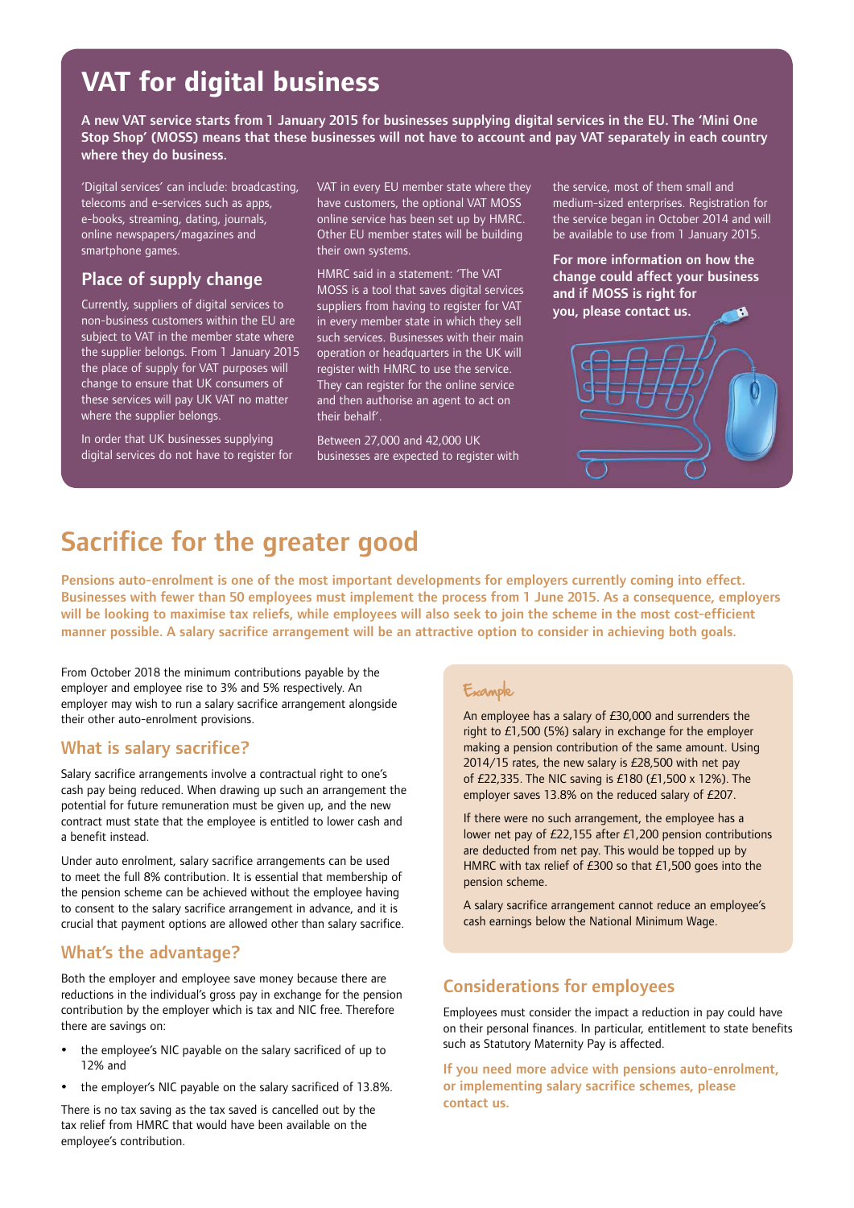# VAT for digital business

**A new VAT service starts from 1 January 2015 for businesses supplying digital services in the EU. The 'Mini One Stop Shop' (MOSS) means that these businesses will not have to account and pay VAT separately in each country where they do business.**

'Digital services' can include: broadcasting, telecoms and e-services such as apps, e-books, streaming, dating, journals, online newspapers/magazines and smartphone games.

## Place of supply change

Currently, suppliers of digital services to non-business customers within the EU are subject to VAT in the member state where the supplier belongs. From 1 January 2015 the place of supply for VAT purposes will change to ensure that UK consumers of these services will pay UK VAT no matter where the supplier belongs.

In order that UK businesses supplying digital services do not have to register for VAT in every EU member state where they have customers, the optional VAT MOSS online service has been set up by HMRC. Other EU member states will be building their own systems.

HMRC said in a statement: 'The VAT MOSS is a tool that saves digital services suppliers from having to register for VAT in every member state in which they sell such services. Businesses with their main operation or headquarters in the UK will register with HMRC to use the service. They can register for the online service and then authorise an agent to act on their behalf'.

Between 27,000 and 42,000 UK businesses are expected to register with the service, most of them small and medium-sized enterprises. Registration for the service began in October 2014 and will be available to use from 1 January 2015.

**For more information on how the change could affect your business and if MOSS is right for you, please contact us.**

# Sacrifice for the greater good

**Pensions auto-enrolment is one of the most important developments for employers currently coming into effect. Businesses with fewer than 50 employees must implement the process from 1 June 2015. As a consequence, employers will be looking to maximise tax reliefs, while employees will also seek to join the scheme in the most cost-efficient manner possible. A salary sacrifice arrangement will be an attractive option to consider in achieving both goals.**

From October 2018 the minimum contributions payable by the employer and employee rise to 3% and 5% respectively. An employer may wish to run a salary sacrifice arrangement alongside their other auto-enrolment provisions.

## What is salary sacrifice?

Salary sacrifice arrangements involve a contractual right to one's cash pay being reduced. When drawing up such an arrangement the potential for future remuneration must be given up, and the new contract must state that the employee is entitled to lower cash and a benefit instead.

Under auto enrolment, salary sacrifice arrangements can be used to meet the full 8% contribution. It is essential that membership of the pension scheme can be achieved without the employee having to consent to the salary sacrifice arrangement in advance, and it is crucial that payment options are allowed other than salary sacrifice.

## What's the advantage?

Both the employer and employee save money because there are reductions in the individual's gross pay in exchange for the pension contribution by the employer which is tax and NIC free. Therefore there are savings on:

- the employee's NIC payable on the salary sacrificed of up to 12% and
- the employer's NIC payable on the salary sacrificed of 13.8%.

There is no tax saving as the tax saved is cancelled out by the tax relief from HMRC that would have been available on the employee's contribution.

### Example

An employee has a salary of £30,000 and surrenders the right to £1,500 (5%) salary in exchange for the employer making a pension contribution of the same amount. Using 2014/15 rates, the new salary is £28,500 with net pay of £22,335. The NIC saving is £180 (£1,500 x 12%). The employer saves 13.8% on the reduced salary of £207.

If there were no such arrangement, the employee has a lower net pay of £22,155 after £1,200 pension contributions are deducted from net pay. This would be topped up by HMRC with tax relief of £300 so that £1,500 goes into the pension scheme.

A salary sacrifice arrangement cannot reduce an employee's cash earnings below the National Minimum Wage.

## Considerations for employees

Employees must consider the impact a reduction in pay could have on their personal finances. In particular, entitlement to state benefits such as Statutory Maternity Pay is affected.

**If you need more advice with pensions auto-enrolment, or implementing salary sacrifice schemes, please contact us.**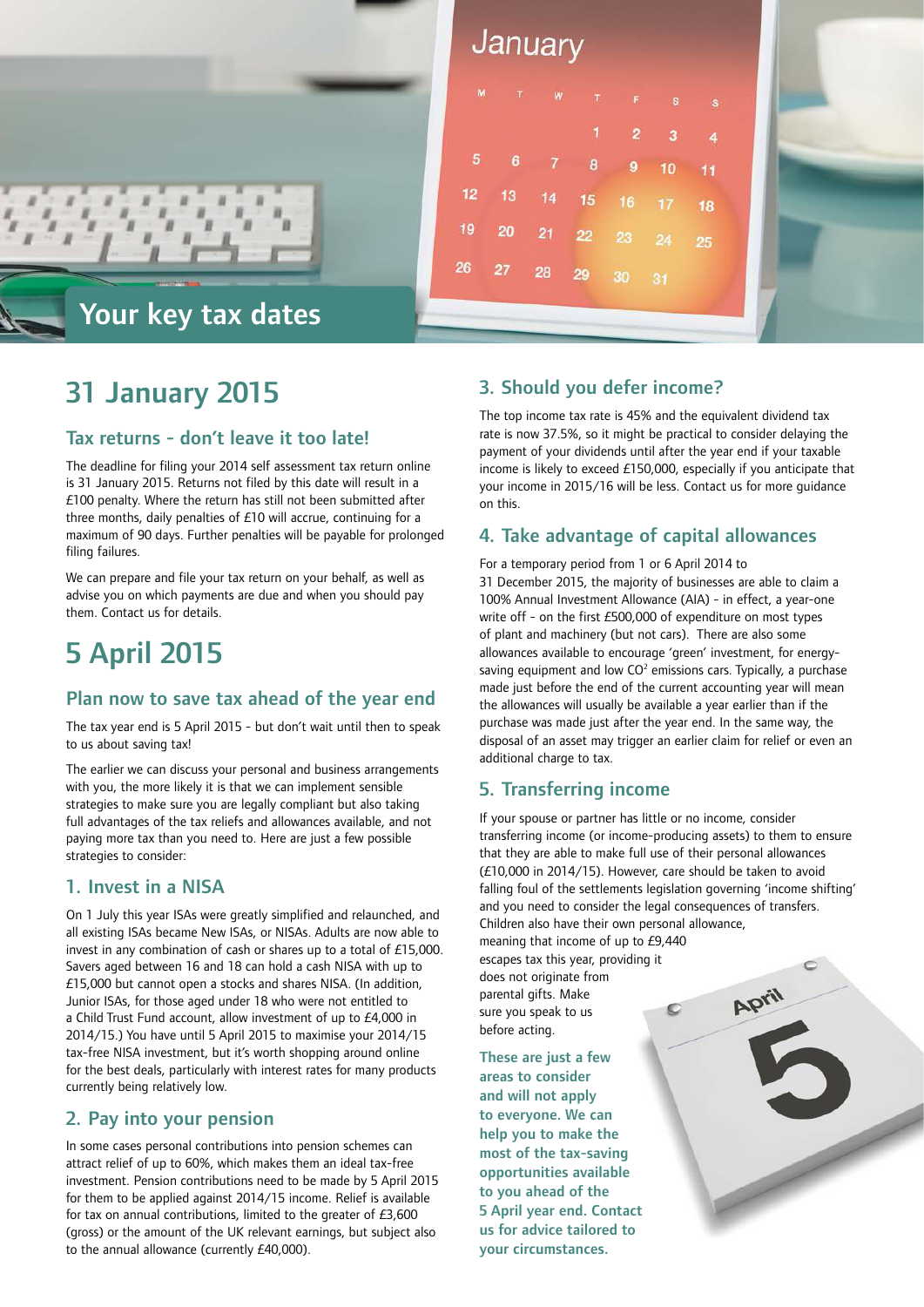# Your key tax dates

## 31 January 2015

### Tax returns - don't leave it too late!

The deadline for filing your 2014 self assessment tax return online is 31 January 2015. Returns not filed by this date will result in a £100 penalty. Where the return has still not been submitted after three months, daily penalties of £10 will accrue, continuing for a maximum of 90 days. Further penalties will be payable for prolonged filing failures.

We can prepare and file your tax return on your behalf, as well as advise you on which payments are due and when you should pay them. Contact us for details.

## 5 April 2015

### Plan now to save tax ahead of the year end

The tax year end is 5 April 2015 - but don't wait until then to speak to us about saving tax!

The earlier we can discuss your personal and business arrangements with you, the more likely it is that we can implement sensible strategies to make sure you are legally compliant but also taking full advantages of the tax reliefs and allowances available, and not paying more tax than you need to. Here are just a few possible strategies to consider:

### 1. Invest in a NISA

On 1 July this year ISAs were greatly simplified and relaunched, and all existing ISAs became New ISAs, or NISAs. Adults are now able to invest in any combination of cash or shares up to a total of £15,000. Savers aged between 16 and 18 can hold a cash NISA with up to £15,000 but cannot open a stocks and shares NISA. (In addition, Junior ISAs, for those aged under 18 who were not entitled to a Child Trust Fund account, allow investment of up to £4,000 in 2014/15.) You have until 5 April 2015 to maximise your 2014/15 tax-free NISA investment, but it's worth shopping around online for the best deals, particularly with interest rates for many products currently being relatively low.

### 2. Pay into your pension

In some cases personal contributions into pension schemes can attract relief of up to 60%, which makes them an ideal tax-free investment. Pension contributions need to be made by 5 April 2015 for them to be applied against 2014/15 income. Relief is available for tax on annual contributions, limited to the greater of £3,600 (gross) or the amount of the UK relevant earnings, but subject also to the annual allowance (currently £40,000).

### 3. Should you defer income?

The top income tax rate is 45% and the equivalent dividend tax rate is now 37.5%, so it might be practical to consider delaying the payment of your dividends until after the year end if your taxable income is likely to exceed £150,000, especially if you anticipate that your income in 2015/16 will be less. Contact us for more guidance on this.

### 4. Take advantage of capital allowances

For a temporary period from 1 or 6 April 2014 to 31 December 2015, the majority of businesses are able to claim a 100% Annual Investment Allowance (AIA) - in effect, a year-one write off - on the first £500,000 of expenditure on most types of plant and machinery (but not cars). There are also some allowances available to encourage 'green' investment, for energy-saving equipment and low $CO^2$ emissions cars. Typically, a purchase made just before the end of the current accounting year will mean the allowances will usually be available a year earlier than if the purchase was made just after the year end. In the same way, the disposal of an asset may trigger an earlier claim for relief or even an additional charge to tax.

### 5. Transferring income

If your spouse or partner has little or no income, consider transferring income (or income-producing assets) to them to ensure that they are able to make full use of their personal allowances (£10,000 in 2014/15). However, care should be taken to avoid falling foul of the settlements legislation governing 'income shifting' and you need to consider the legal consequences of transfers. Children also have their own personal allowance, meaning that income of up to £9,440 escapes tax this year, providing it does not originate from parental gifts. Make sure you speak to us before acting.

**These are just a few areas to consider and will not apply to everyone. We can help you to make the most of the tax-saving opportunities available to you ahead of the 5 April year end. Contact us for advice tailored to your circumstances.**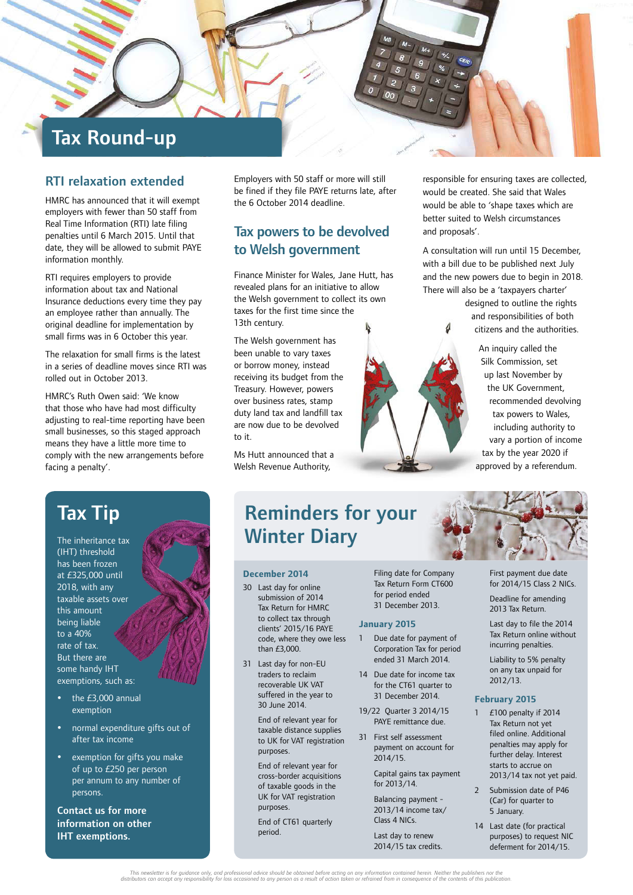# Tax Round-up

## RTI relaxation extended

HMRC has announced that it will exempt employers with fewer than 50 staff from Real Time Information (RTI) late filing penalties until 6 March 2015. Until that date, they will be allowed to submit PAYE information monthly.

RTI requires employers to provide information about tax and National Insurance deductions every time they pay an employee rather than annually. The original deadline for implementation by small firms was in 6 October this year.

The relaxation for small firms is the latest in a series of deadline moves since RTI was rolled out in October 2013.

HMRC's Ruth Owen said: 'We know that those who have had most difficulty adjusting to real-time reporting have been small businesses, so this staged approach means they have a little more time to comply with the new arrangements before facing a penalty'.

Employers with 50 staff or more will still be fined if they file PAYE returns late, after the 6 October 2014 deadline.

## Tax powers to be devolved to Welsh government

Finance Minister for Wales, Jane Hutt, has revealed plans for an initiative to allow the Welsh government to collect its own taxes for the first time since the 13th century.

The Welsh government has been unable to vary taxes or borrow money, instead receiving its budget from the Treasury. However, powers over business rates, stamp duty land tax and landfill tax are now due to be devolved to it.

Ms Hutt announced that a Welsh Revenue Authority, responsible for ensuring taxes are collected, would be created. She said that Wales would be able to 'shape taxes which are better suited to Welsh circumstances and proposals'.

A consultation will run until 15 December, with a bill due to be published next July and the new powers due to begin in 2018. There will also be a 'taxpayers charter' designed to outline the rights and responsibilities of both citizens and the authorities.

An inquiry called the Silk Commission, set up last November by the UK Government, recommended devolving tax powers to Wales, including authority to vary a portion of income tax by the year 2020 if approved by a referendum.

## Tax Tip

The inheritance tax (IHT) threshold has been frozen at £325,000 until 2018, with any taxable assets over this amount being liable to a 40% rate of tax. But there are some handy IHT exemptions, such as:

- the £3,000 annual exemption
- normal expenditure gifts out of after tax income
- exemption for gifts you make of up to £250 per person per annum to any number of persons.

**Contact us for more information on other IHT exemptions.**

## Reminders for your Winter Diary

### December 2014

30 Last day for online submission of 2014 Tax Return for HMRC to collect tax through clients' 2015/16 PAYE code, where they owe less than £3,000.

31 Last day for non-EU traders to reclaim recoverable UK VAT suffered in the year to 30 June 2014.

End of relevant year for taxable distance supplies to UK for VAT registration purposes.

End of relevant year for cross-border acquisitions of taxable goods in the UK for VAT registration purposes.

End of CT61 quarterly period.

Filing date for Company Tax Return Form CT600 for period ended 31 December 2013.

### January 2015

1 Due date for payment of Corporation Tax for period ended 31 March 2014.

14 Due date for income tax for the CT61 quarter to 31 December 2014.

19/22 Quarter 3 2014/15 PAYE remittance due.

31 First self assessment payment on account for 2014/15.

Capital gains tax payment for 2013/14.

Balancing payment - 2013/14 income tax/ Class 4 NICs.

Last day to renew 2014/15 tax credits.

First payment due date for 2014/15 Class 2 NICs.

Deadline for amending 2013 Tax Return.

Last day to file the 2014 Tax Return online without incurring penalties.

Liability to 5% penalty on any tax unpaid for 2012/13.

### February 2015

1 £100 penalty if 2014 Tax Return not yet filed online. Additional penalties may apply for further delay. Interest starts to accrue on 2013/14 tax not yet paid.

2 Submission date of P46 (Car) for quarter to 5 January.

14 Last date (for practical purposes) to request NIC deferment for 2014/15.

*This newsletter is for guidance only, and professional advice should be obtained before acting on any information contained herein. Neither the publishers nor the distributors can accept any responsibility for loss occasioned to any person as a result of action taken or refrained from in consequence of the contents of this publication.*